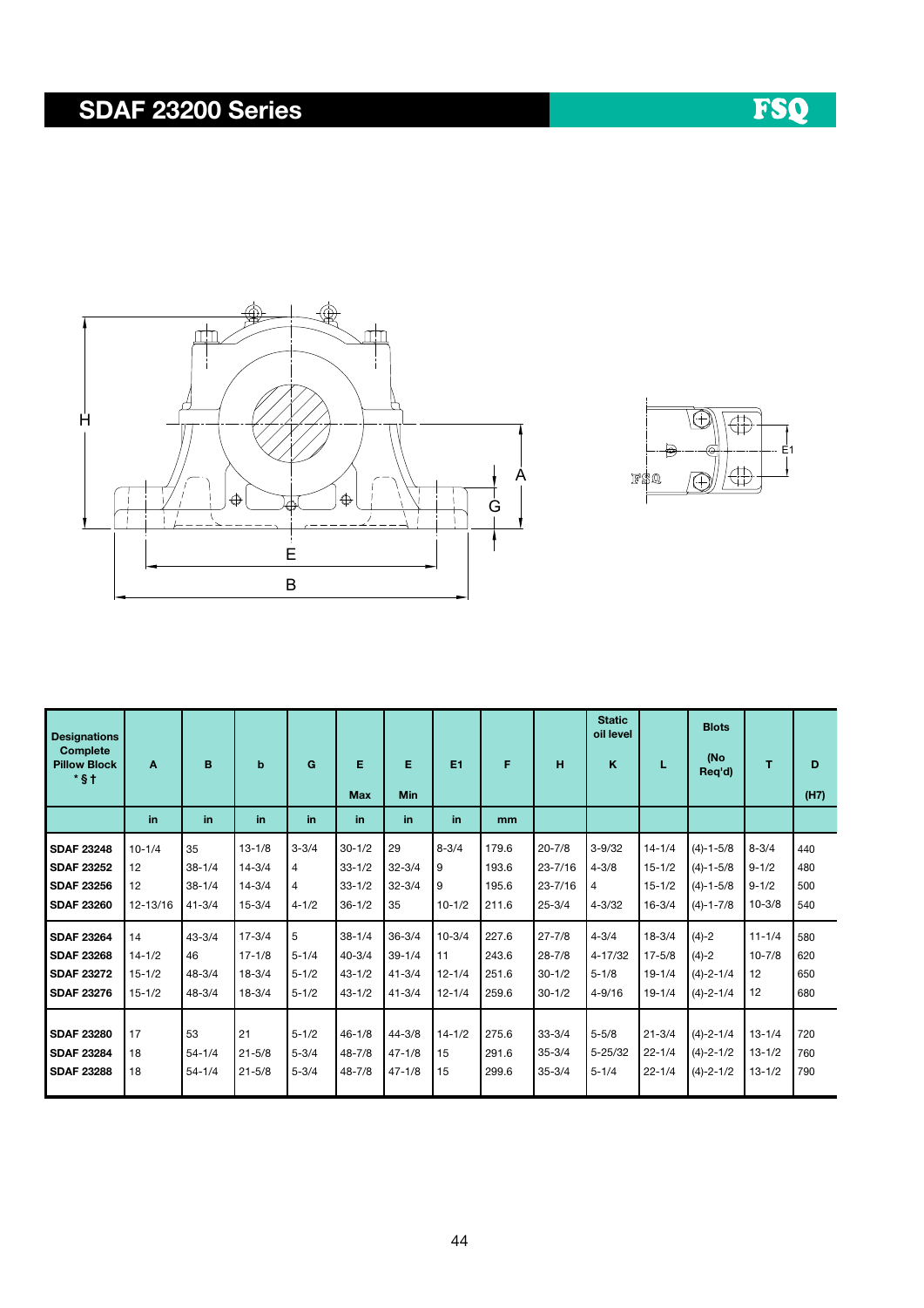# SDAF 23200 Series

| Designations Complete Pillow Block * § † | A | B | b | G | E Max | E Min | E1 | F | H | Static oil level K | L | Blots (No Req'd) | T | D (H7) |
|---|---|---|---|---|---|---|---|---|---|---|---|---|---|---|
| | in | in | in | in | in | in | in | mm | | | | | | |
| **SDAF 23248** | 10-1/4 | 35 | 13-1/8 | 3-3/4 | 30-1/2 | 29 | 8-3/4 | 179.6 | 20-7/8 | 3-9/32 | 14-1/4 | (4)-1-5/8 | 8-3/4 | 440 |
| **SDAF 23252** | 12 | 38-1/4 | 14-3/4 | 4 | 33-1/2 | 32-3/4 | 9 | 193.6 | 23-7/16 | 4-3/8 | 15-1/2 | (4)-1-5/8 | 9-1/2 | 480 |
| **SDAF 23256** | 12 | 38-1/4 | 14-3/4 | 4 | 33-1/2 | 32-3/4 | 9 | 195.6 | 23-7/16 | 4 | 15-1/2 | (4)-1-5/8 | 9-1/2 | 500 |
| **SDAF 23260** | 12-13/16 | 41-3/4 | 15-3/4 | 4-1/2 | 36-1/2 | 35 | 10-1/2 | 211.6 | 25-3/4 | 4-3/32 | 16-3/4 | (4)-1-7/8 | 10-3/8 | 540 |
| **SDAF 23264** | 14 | 43-3/4 | 17-3/4 | 5 | 38-1/4 | 36-3/4 | 10-3/4 | 227.6 | 27-7/8 | 4-3/4 | 18-3/4 | (4)-2 | 11-1/4 | 580 |
| **SDAF 23268** | 14-1/2 | 46 | 17-1/8 | 5-1/4 | 40-3/4 | 39-1/4 | 11 | 243.6 | 28-7/8 | 4-17/32 | 17-5/8 | (4)-2 | 10-7/8 | 620 |
| **SDAF 23272** | 15-1/2 | 48-3/4 | 18-3/4 | 5-1/2 | 43-1/2 | 41-3/4 | 12-1/4 | 251.6 | 30-1/2 | 5-1/8 | 19-1/4 | (4)-2-1/4 | 12 | 650 |
| **SDAF 23276** | 15-1/2 | 48-3/4 | 18-3/4 | 5-1/2 | 43-1/2 | 41-3/4 | 12-1/4 | 259.6 | 30-1/2 | 4-9/16 | 19-1/4 | (4)-2-1/4 | 12 | 680 |
| **SDAF 23280** | 17 | 53 | 21 | 5-1/2 | 46-1/8 | 44-3/8 | 14-1/2 | 275.6 | 33-3/4 | 5-5/8 | 21-3/4 | (4)-2-1/4 | 13-1/4 | 720 |
| **SDAF 23284** | 18 | 54-1/4 | 21-5/8 | 5-3/4 | 48-7/8 | 47-1/8 | 15 | 291.6 | 35-3/4 | 5-25/32 | 22-1/4 | (4)-2-1/2 | 13-1/2 | 760 |
| **SDAF 23288** | 18 | 54-1/4 | 21-5/8 | 5-3/4 | 48-7/8 | 47-1/8 | 15 | 299.6 | 35-3/4 | 5-1/4 | 22-1/4 | (4)-2-1/2 | 13-1/2 | 790 |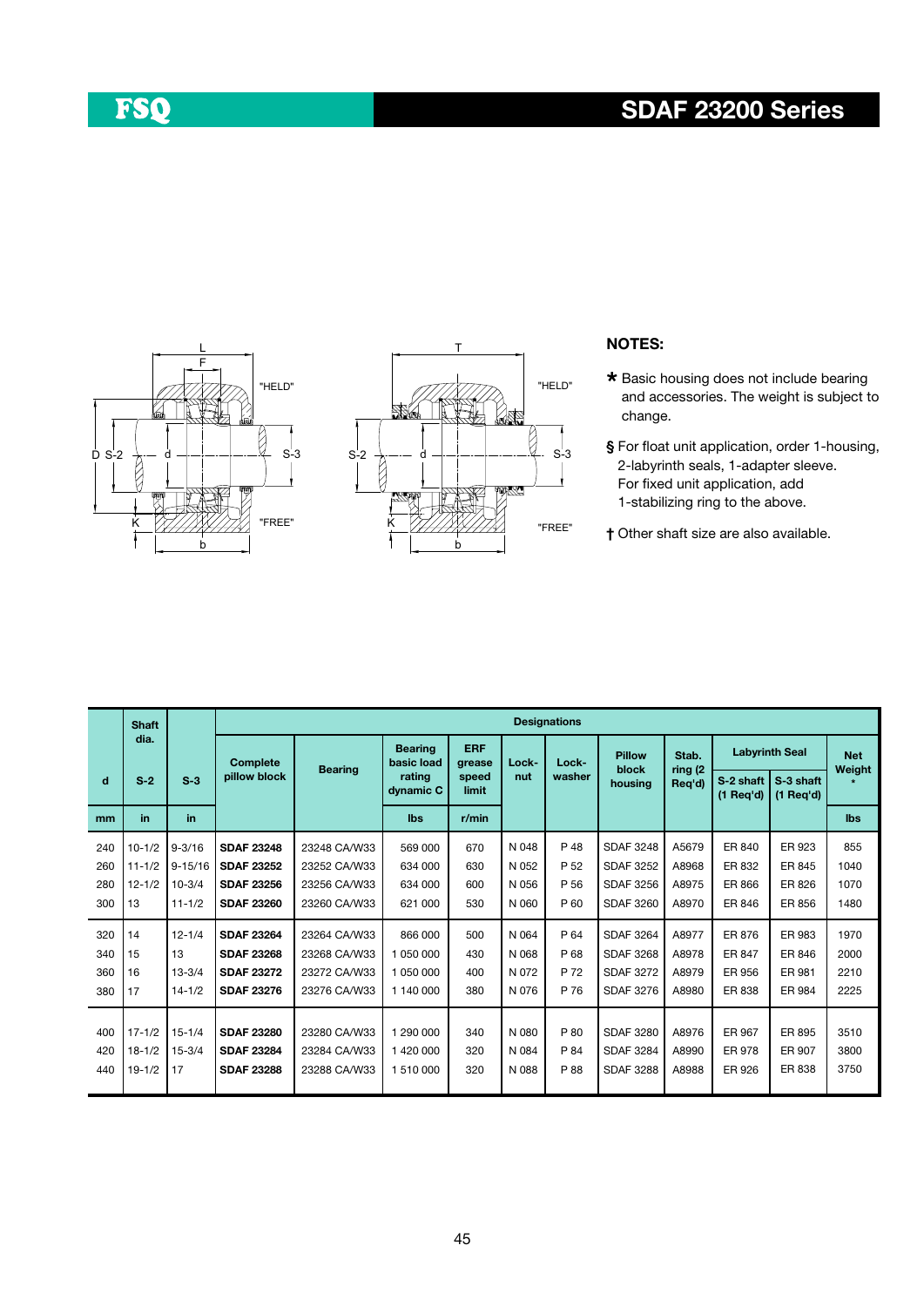# SDAF 23200 Series

L
F
"HELD"
D S-2
d
S-3
K
"FREE"
b

T
"HELD"
S-2
d
S-3
K
"FREE"
b

**NOTES:**

* Basic housing does not include bearing and accessories. The weight is subject to change.

§ For float unit application, order 1-housing, 2-labyrinth seals, 1-adapter sleeve. For fixed unit application, add 1-stabilizing ring to the above.

† Other shaft size are also available.

| d | Shaft dia. S-2 | S-3 | Designations Complete pillow block | Bearing | Bearing basic load rating dynamic C | ERF grease speed limit | Lock-nut | Lock-washer | Pillow block housing | Stab. ring (2 Req'd) | Labyrinth Seal S-2 shaft (1 Req'd) | Labyrinth Seal S-3 shaft (1 Req'd) | Net Weight * |
|---|---|---|---|---|---|---|---|---|---|---|---|---|---|
| mm | in | in | | | lbs | r/min | | | | | | | lbs |
| 240 | 10-1/2 | 9-3/16 | **SDAF 23248** | 23248 CA/W33 | 569 000 | 670 | N 048 | P 48 | SDAF 3248 | A5679 | ER 840 | ER 923 | 855 |
| 260 | 11-1/2 | 9-15/16 | **SDAF 23252** | 23252 CA/W33 | 634 000 | 630 | N 052 | P 52 | SDAF 3252 | A8968 | ER 832 | ER 845 | 1040 |
| 280 | 12-1/2 | 10-3/4 | **SDAF 23256** | 23256 CA/W33 | 634 000 | 600 | N 056 | P 56 | SDAF 3256 | A8975 | ER 866 | ER 826 | 1070 |
| 300 | 13 | 11-1/2 | **SDAF 23260** | 23260 CA/W33 | 621 000 | 530 | N 060 | P 60 | SDAF 3260 | A8970 | ER 846 | ER 856 | 1480 |
| 320 | 14 | 12-1/4 | **SDAF 23264** | 23264 CA/W33 | 866 000 | 500 | N 064 | P 64 | SDAF 3264 | A8977 | ER 876 | ER 983 | 1970 |
| 340 | 15 | 13 | **SDAF 23268** | 23268 CA/W33 | 1 050 000 | 430 | N 068 | P 68 | SDAF 3268 | A8978 | ER 847 | ER 846 | 2000 |
| 360 | 16 | 13-3/4 | **SDAF 23272** | 23272 CA/W33 | 1 050 000 | 400 | N 072 | P 72 | SDAF 3272 | A8979 | ER 956 | ER 981 | 2210 |
| 380 | 17 | 14-1/2 | **SDAF 23276** | 23276 CA/W33 | 1 140 000 | 380 | N 076 | P 76 | SDAF 3276 | A8980 | ER 838 | ER 984 | 2225 |
| 400 | 17-1/2 | 15-1/4 | **SDAF 23280** | 23280 CA/W33 | 1 290 000 | 340 | N 080 | P 80 | SDAF 3280 | A8976 | ER 967 | ER 895 | 3510 |
| 420 | 18-1/2 | 15-3/4 | **SDAF 23284** | 23284 CA/W33 | 1 420 000 | 320 | N 084 | P 84 | SDAF 3284 | A8990 | ER 978 | ER 907 | 3800 |
| 440 | 19-1/2 | 17 | **SDAF 23288** | 23288 CA/W33 | 1 510 000 | 320 | N 088 | P 88 | SDAF 3288 | A8988 | ER 926 | ER 838 | 3750 |